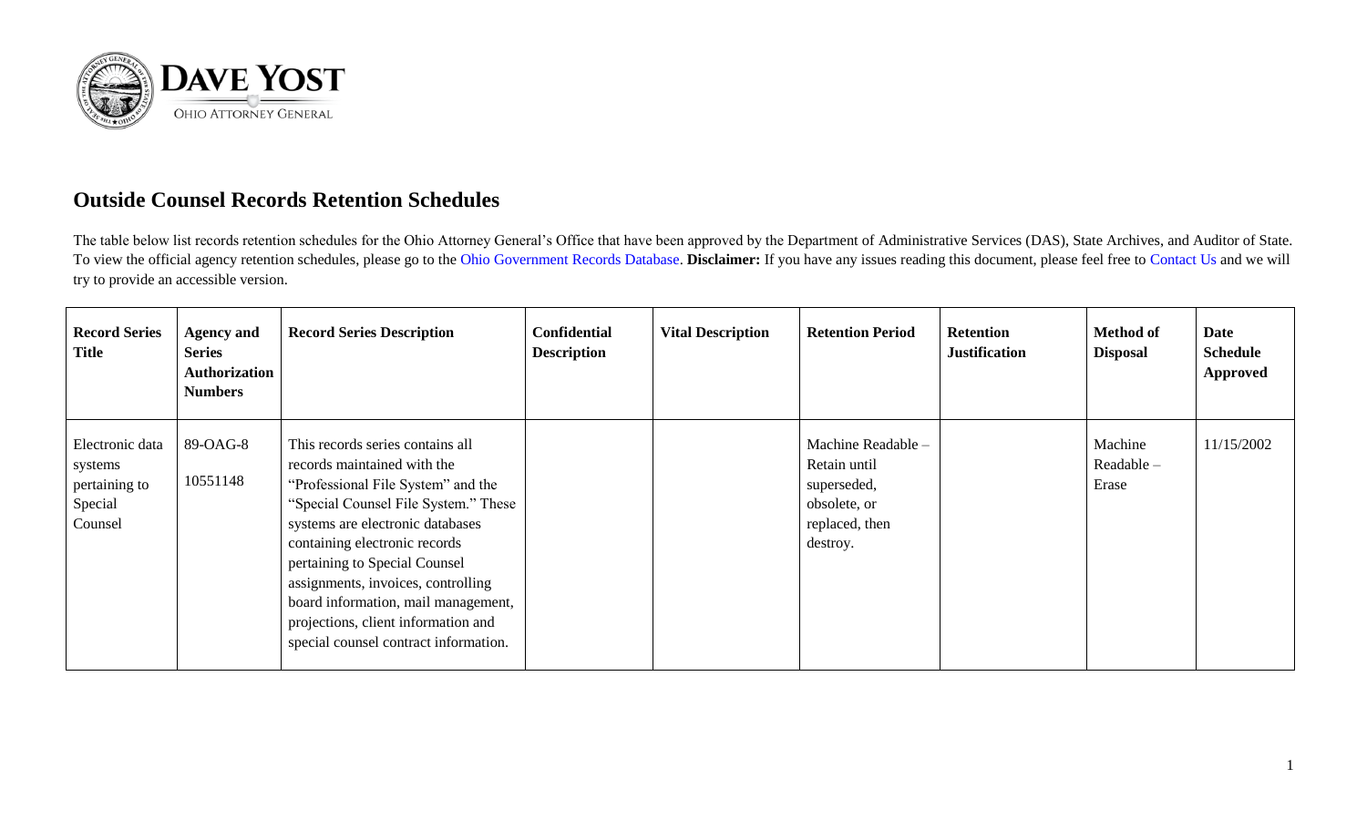DAVE YOST
OHIO ATTORNEY GENERAL

## Outside Counsel Records Retention Schedules

The table below list records retention schedules for the Ohio Attorney General's Office that have been approved by the Department of Administrative Services (DAS), State Archives, and Auditor of State. To view the official agency retention schedules, please go to the Ohio Government Records Database. **Disclaimer:** If you have any issues reading this document, please feel free to Contact Us and we will try to provide an accessible version.

| Record Series Title | Agency and Series Authorization Numbers | Record Series Description | Confidential Description | Vital Description | Retention Period | Retention Justification | Method of Disposal | Date Schedule Approved |
|---|---|---|---|---|---|---|---|---|
| Electronic data systems pertaining to Special Counsel | 89-OAG-8 10551148 | This records series contains all records maintained with the "Professional File System" and the "Special Counsel File System." These systems are electronic databases containing electronic records pertaining to Special Counsel assignments, invoices, controlling board information, mail management, projections, client information and special counsel contract information. | | | Machine Readable – Retain until superseded, obsolete, or replaced, then destroy. | | Machine Readable – Erase | 11/15/2002 |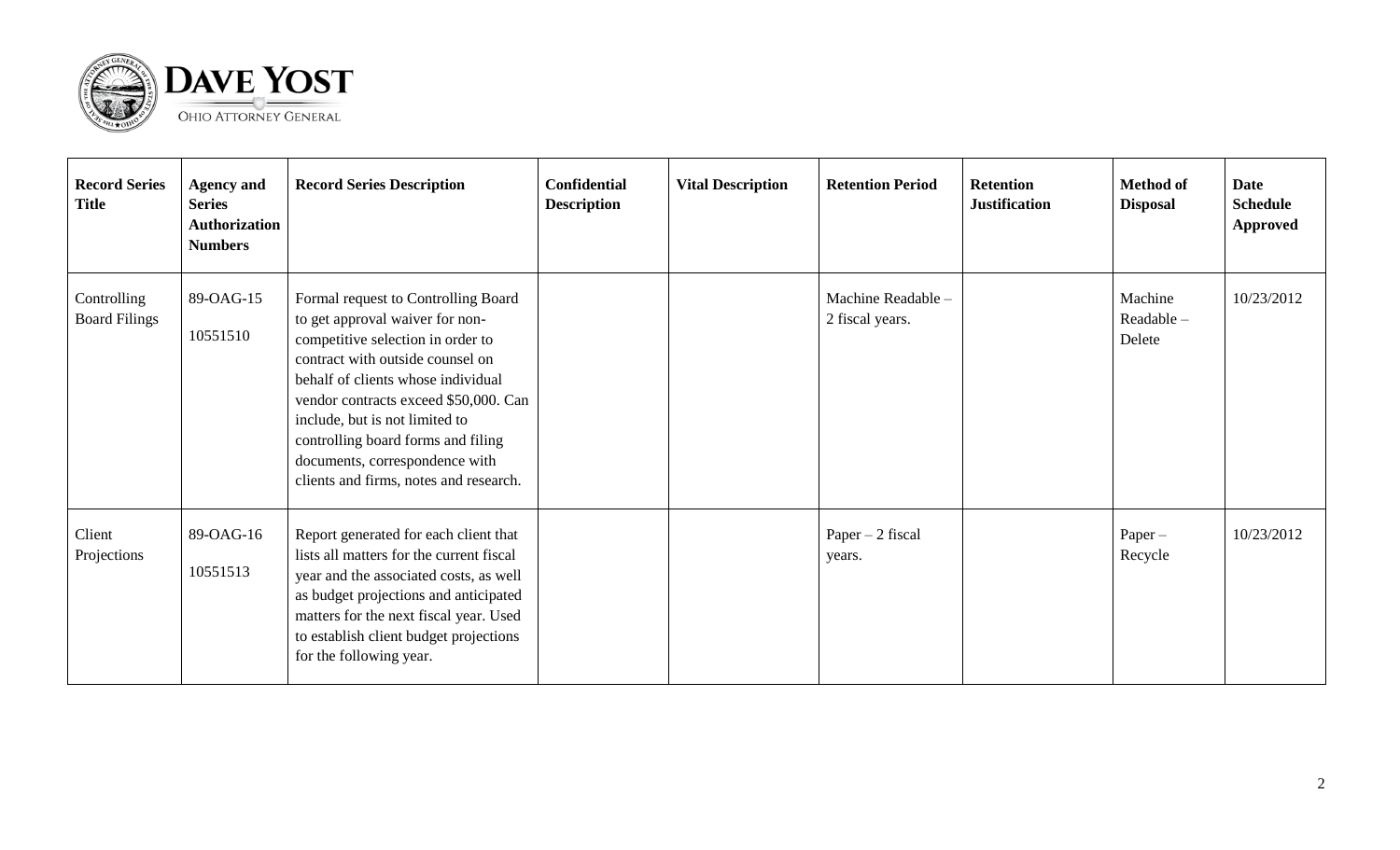| Record Series Title | Agency and Series Authorization Numbers | Record Series Description | Confidential Description | Vital Description | Retention Period | Retention Justification | Method of Disposal | Date Schedule Approved |
|---|---|---|---|---|---|---|---|---|
| Controlling Board Filings | 89-OAG-15<br><br>10551510 | Formal request to Controlling Board to get approval waiver for non-competitive selection in order to contract with outside counsel on behalf of clients whose individual vendor contracts exceed $50,000. Can include, but is not limited to controlling board forms and filing documents, correspondence with clients and firms, notes and research. | | | Machine Readable – 2 fiscal years. | | Machine Readable – Delete | 10/23/2012 |
| Client Projections | 89-OAG-16<br><br>10551513 | Report generated for each client that lists all matters for the current fiscal year and the associated costs, as well as budget projections and anticipated matters for the next fiscal year. Used to establish client budget projections for the following year. | | | Paper – 2 fiscal years. | | Paper – Recycle | 10/23/2012 |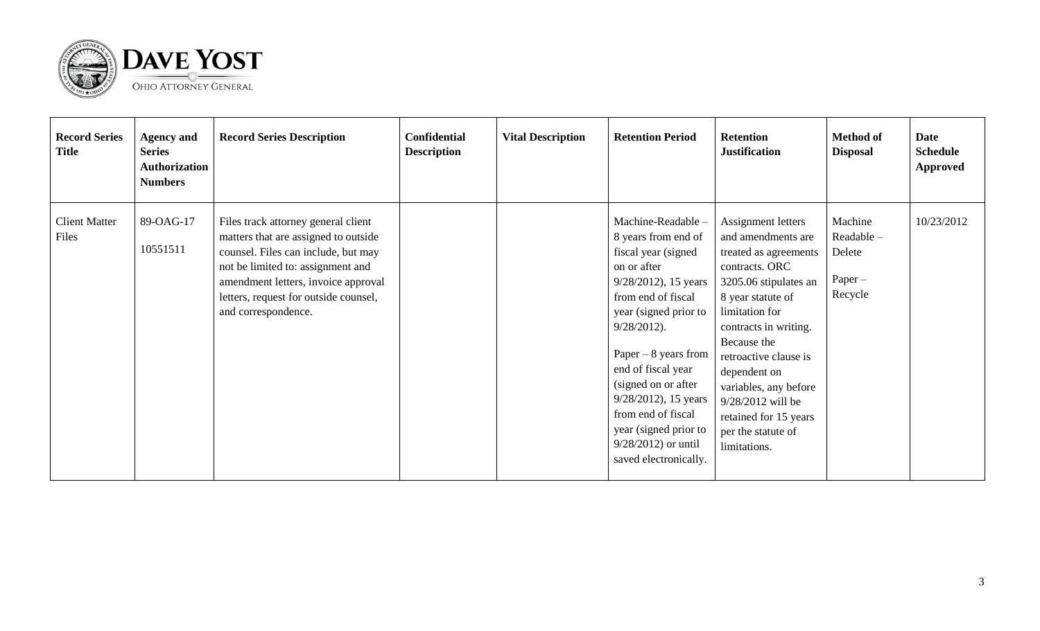| Record Series Title | Agency and Series Authorization Numbers | Record Series Description | Confidential Description | Vital Description | Retention Period | Retention Justification | Method of Disposal | Date Schedule Approved |
|---|---|---|---|---|---|---|---|---|
| Client Matter Files | 89-OAG-17<br><br>10551511 | Files track attorney general client matters that are assigned to outside counsel. Files can include, but may not be limited to: assignment and amendment letters, invoice approval letters, request for outside counsel, and correspondence. | | | Machine-Readable – 8 years from end of fiscal year (signed on or after 9/28/2012), 15 years from end of fiscal year (signed prior to 9/28/2012).<br><br>Paper – 8 years from end of fiscal year (signed on or after 9/28/2012), 15 years from end of fiscal year (signed prior to 9/28/2012) or until saved electronically. | Assignment letters and amendments are treated as agreements contracts. ORC 3205.06 stipulates an 8 year statute of limitation for contracts in writing. Because the retroactive clause is dependent on variables, any before 9/28/2012 will be retained for 15 years per the statute of limitations. | Machine Readable – Delete<br><br>Paper – Recycle | 10/23/2012 |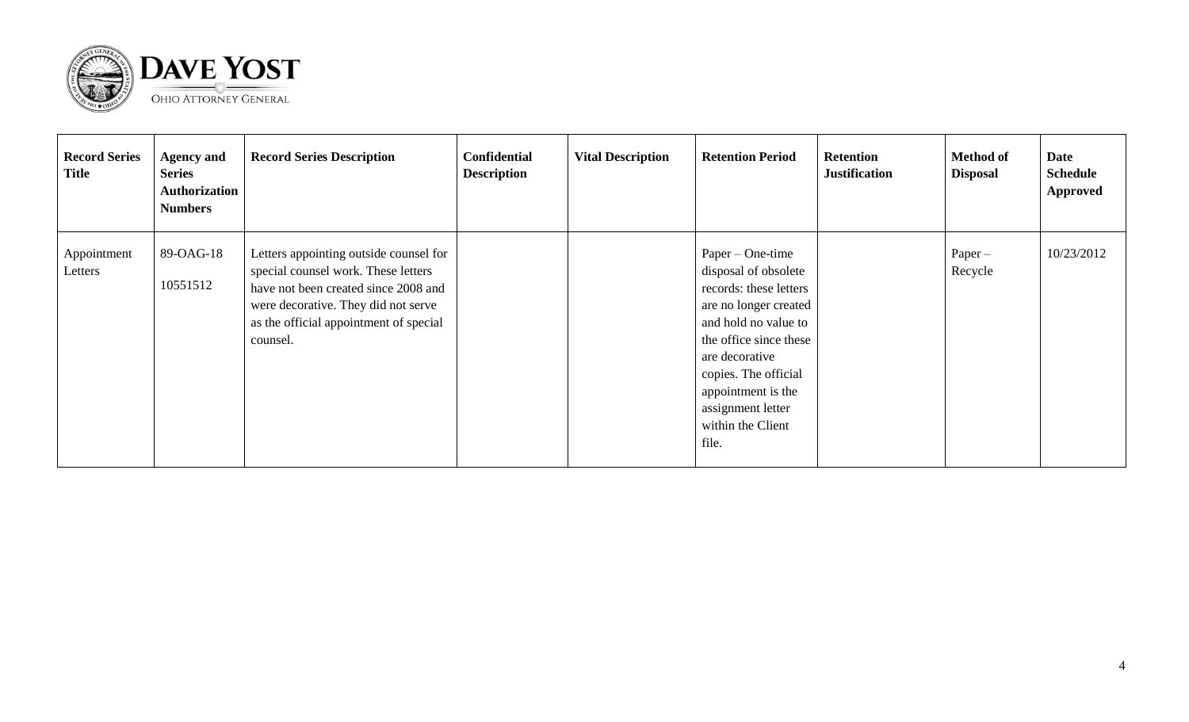| Record Series Title | Agency and Series Authorization Numbers | Record Series Description | Confidential Description | Vital Description | Retention Period | Retention Justification | Method of Disposal | Date Schedule Approved |
|---|---|---|---|---|---|---|---|---|
| Appointment Letters | 89-OAG-18<br><br>10551512 | Letters appointing outside counsel for special counsel work. These letters have not been created since 2008 and were decorative. They did not serve as the official appointment of special counsel. | | | Paper – One-time disposal of obsolete records: these letters are no longer created and hold no value to the office since these are decorative copies. The official appointment is the assignment letter within the Client file. | | Paper – Recycle | 10/23/2012 |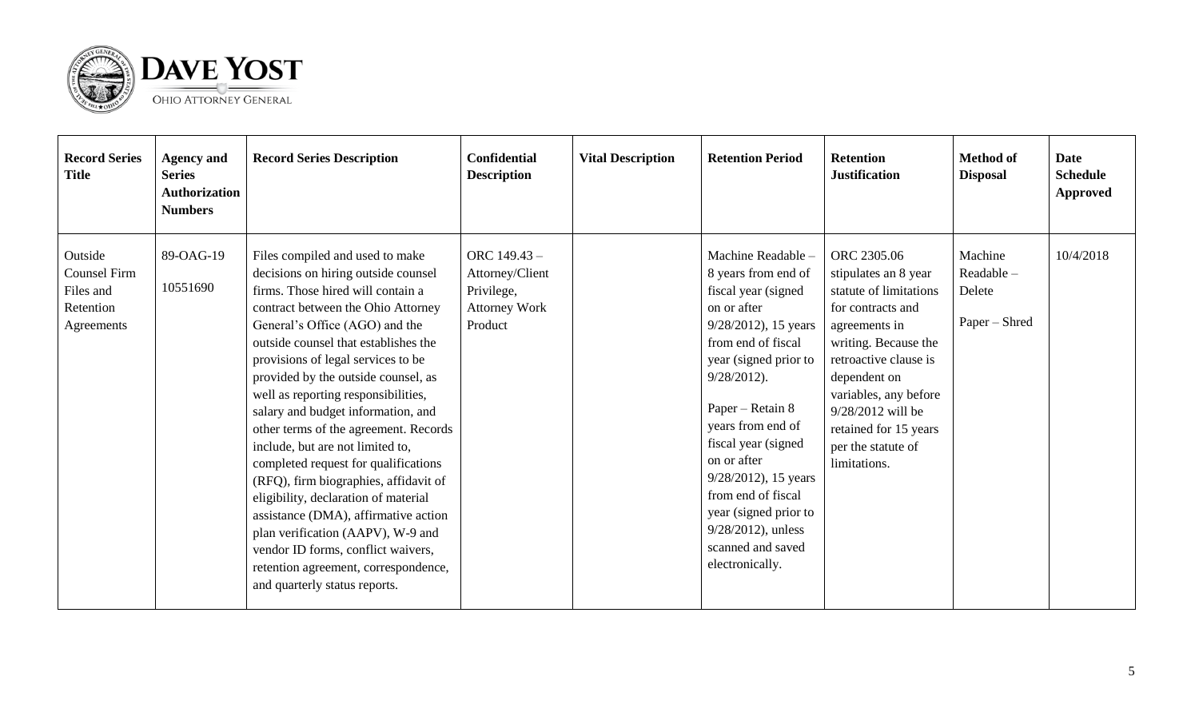| Record Series Title | Agency and Series Authorization Numbers | Record Series Description | Confidential Description | Vital Description | Retention Period | Retention Justification | Method of Disposal | Date Schedule Approved |
|---|---|---|---|---|---|---|---|---|
| Outside Counsel Firm Files and Retention Agreements | 89-OAG-19<br><br>10551690 | Files compiled and used to make decisions on hiring outside counsel firms. Those hired will contain a contract between the Ohio Attorney General's Office (AGO) and the outside counsel that establishes the provisions of legal services to be provided by the outside counsel, as well as reporting responsibilities, salary and budget information, and other terms of the agreement. Records include, but are not limited to, completed request for qualifications (RFQ), firm biographies, affidavit of eligibility, declaration of material assistance (DMA), affirmative action plan verification (AAPV), W-9 and vendor ID forms, conflict waivers, retention agreement, correspondence, and quarterly status reports. | ORC 149.43 – Attorney/Client Privilege, Attorney Work Product | | Machine Readable – 8 years from end of fiscal year (signed on or after 9/28/2012), 15 years from end of fiscal year (signed prior to 9/28/2012).<br><br>Paper – Retain 8 years from end of fiscal year (signed on or after 9/28/2012), 15 years from end of fiscal year (signed prior to 9/28/2012), unless scanned and saved electronically. | ORC 2305.06 stipulates an 8 year statute of limitations for contracts and agreements in writing. Because the retroactive clause is dependent on variables, any before 9/28/2012 will be retained for 15 years per the statute of limitations. | Machine Readable – Delete<br><br>Paper – Shred | 10/4/2018 |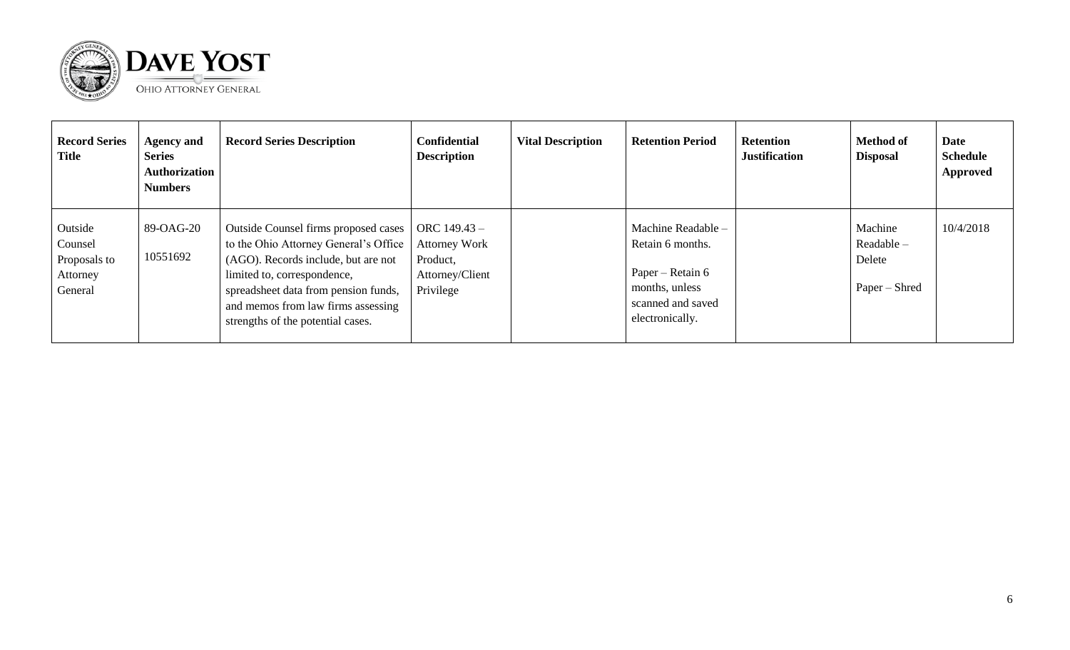| Record Series Title | Agency and Series Authorization Numbers | Record Series Description | Confidential Description | Vital Description | Retention Period | Retention Justification | Method of Disposal | Date Schedule Approved |
|---|---|---|---|---|---|---|---|---|
| Outside Counsel Proposals to Attorney General | 89-OAG-20<br><br>10551692 | Outside Counsel firms proposed cases to the Ohio Attorney General's Office (AGO). Records include, but are not limited to, correspondence, spreadsheet data from pension funds, and memos from law firms assessing strengths of the potential cases. | ORC 149.43 – Attorney Work Product, Attorney/Client Privilege | | Machine Readable – Retain 6 months.<br><br>Paper – Retain 6 months, unless scanned and saved electronically. | | Machine Readable – Delete<br><br>Paper – Shred | 10/4/2018 |